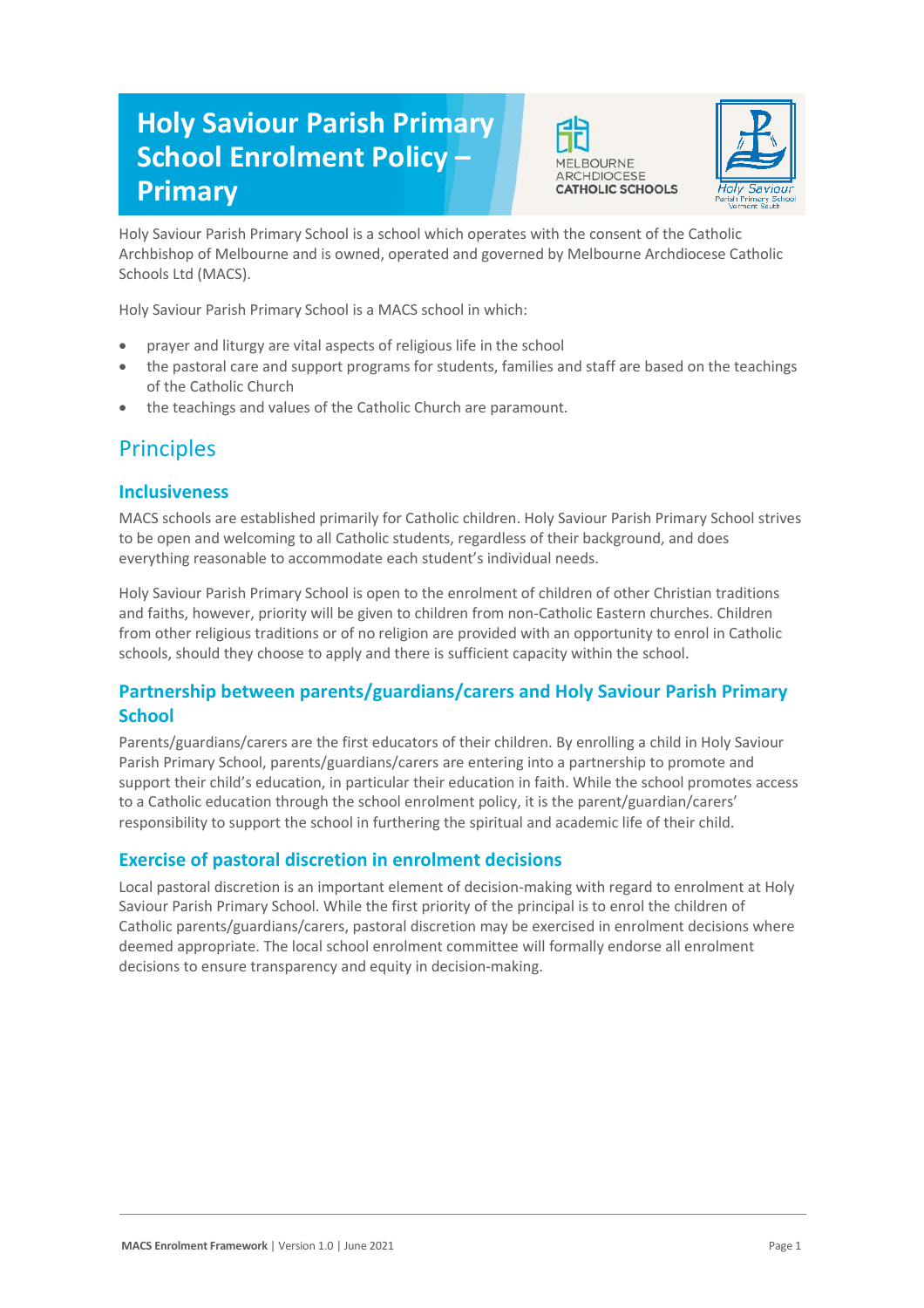# Holy Saviour Parish Primary School Enrolment Policy – Primary

Holy Saviour Parish Primary School is a school which operates with the consent of the Catholic Archbishop of Melbourne and is owned, operated and governed by Melbourne Archdiocese Catholic Schools Ltd (MACS).

Holy Saviour Parish Primary School is a MACS school in which:

- prayer and liturgy are vital aspects of religious life in the school
- the pastoral care and support programs for students, families and staff are based on the teachings of the Catholic Church
- the teachings and values of the Catholic Church are paramount.

## Principles

### Inclusiveness

MACS schools are established primarily for Catholic children. Holy Saviour Parish Primary School strives to be open and welcoming to all Catholic students, regardless of their background, and does everything reasonable to accommodate each student's individual needs.

Holy Saviour Parish Primary School is open to the enrolment of children of other Christian traditions and faiths, however, priority will be given to children from non-Catholic Eastern churches. Children from other religious traditions or of no religion are provided with an opportunity to enrol in Catholic schools, should they choose to apply and there is sufficient capacity within the school.

### Partnership between parents/guardians/carers and Holy Saviour Parish Primary School

Parents/guardians/carers are the first educators of their children. By enrolling a child in Holy Saviour Parish Primary School, parents/guardians/carers are entering into a partnership to promote and support their child's education, in particular their education in faith. While the school promotes access to a Catholic education through the school enrolment policy, it is the parent/guardian/carers' responsibility to support the school in furthering the spiritual and academic life of their child.

### Exercise of pastoral discretion in enrolment decisions

Local pastoral discretion is an important element of decision-making with regard to enrolment at Holy Saviour Parish Primary School. While the first priority of the principal is to enrol the children of Catholic parents/guardians/carers, pastoral discretion may be exercised in enrolment decisions where deemed appropriate. The local school enrolment committee will formally endorse all enrolment decisions to ensure transparency and equity in decision-making.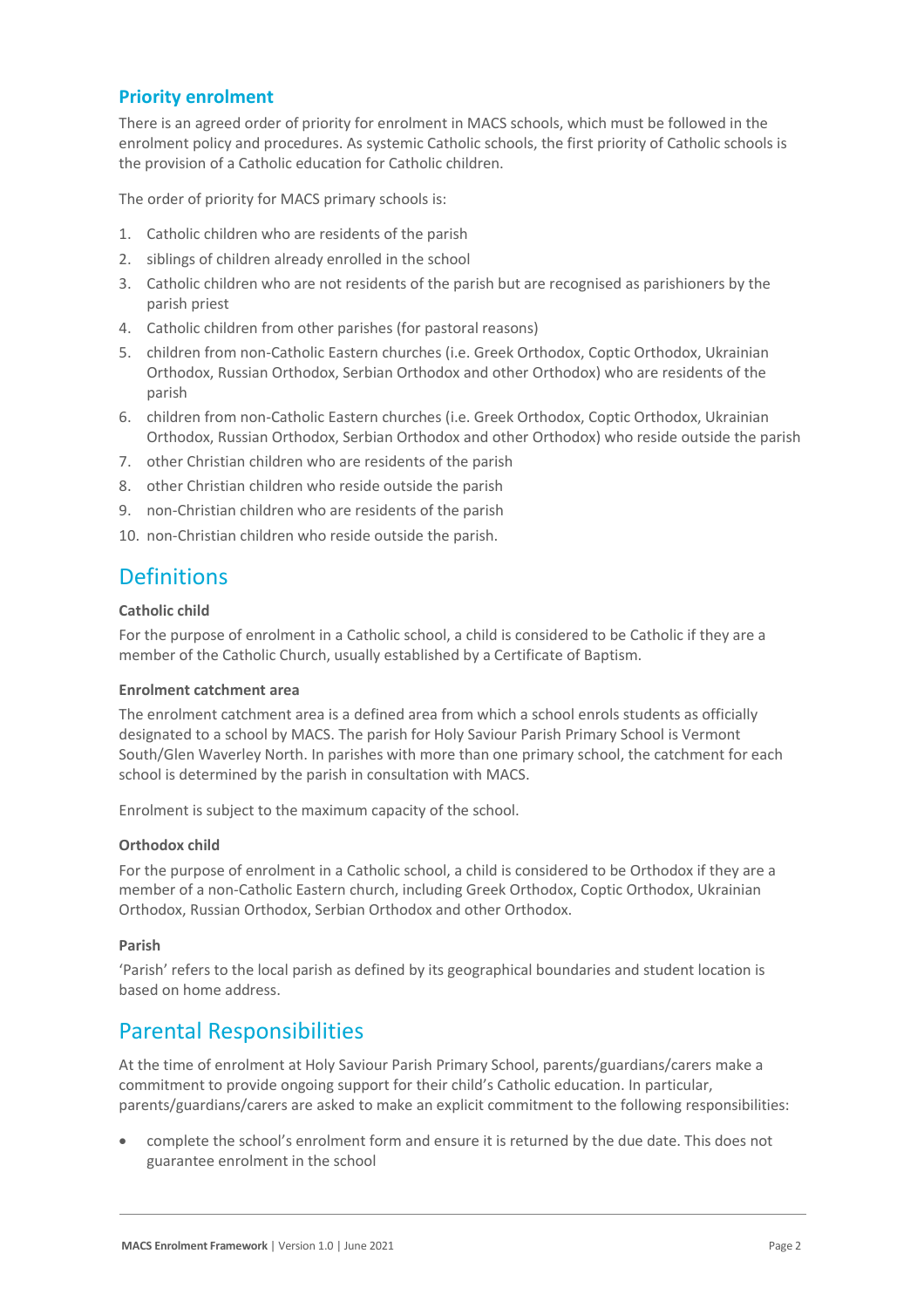### Priority enrolment

There is an agreed order of priority for enrolment in MACS schools, which must be followed in the enrolment policy and procedures. As systemic Catholic schools, the first priority of Catholic schools is the provision of a Catholic education for Catholic children.

The order of priority for MACS primary schools is:

1. Catholic children who are residents of the parish
2. siblings of children already enrolled in the school
3. Catholic children who are not residents of the parish but are recognised as parishioners by the parish priest
4. Catholic children from other parishes (for pastoral reasons)
5. children from non-Catholic Eastern churches (i.e. Greek Orthodox, Coptic Orthodox, Ukrainian Orthodox, Russian Orthodox, Serbian Orthodox and other Orthodox) who are residents of the parish
6. children from non-Catholic Eastern churches (i.e. Greek Orthodox, Coptic Orthodox, Ukrainian Orthodox, Russian Orthodox, Serbian Orthodox and other Orthodox) who reside outside the parish
7. other Christian children who are residents of the parish
8. other Christian children who reside outside the parish
9. non-Christian children who are residents of the parish
10. non-Christian children who reside outside the parish.

## Definitions

**Catholic child**

For the purpose of enrolment in a Catholic school, a child is considered to be Catholic if they are a member of the Catholic Church, usually established by a Certificate of Baptism.

**Enrolment catchment area**

The enrolment catchment area is a defined area from which a school enrols students as officially designated to a school by MACS. The parish for Holy Saviour Parish Primary School is Vermont South/Glen Waverley North. In parishes with more than one primary school, the catchment for each school is determined by the parish in consultation with MACS.

Enrolment is subject to the maximum capacity of the school.

**Orthodox child**

For the purpose of enrolment in a Catholic school, a child is considered to be Orthodox if they are a member of a non-Catholic Eastern church, including Greek Orthodox, Coptic Orthodox, Ukrainian Orthodox, Russian Orthodox, Serbian Orthodox and other Orthodox.

**Parish**

'Parish' refers to the local parish as defined by its geographical boundaries and student location is based on home address.

## Parental Responsibilities

At the time of enrolment at Holy Saviour Parish Primary School, parents/guardians/carers make a commitment to provide ongoing support for their child's Catholic education. In particular, parents/guardians/carers are asked to make an explicit commitment to the following responsibilities:

- complete the school's enrolment form and ensure it is returned by the due date. This does not guarantee enrolment in the school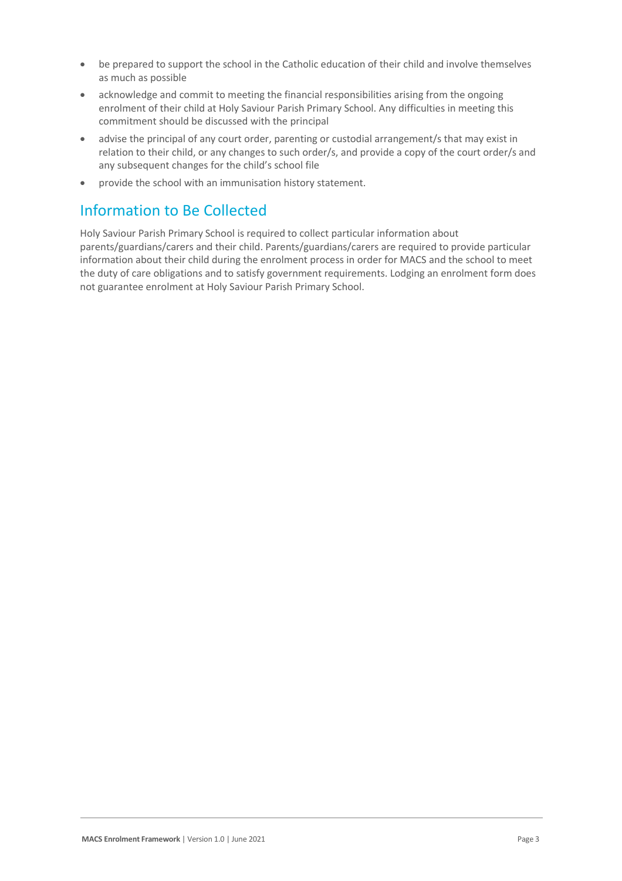- be prepared to support the school in the Catholic education of their child and involve themselves as much as possible
- acknowledge and commit to meeting the financial responsibilities arising from the ongoing enrolment of their child at Holy Saviour Parish Primary School. Any difficulties in meeting this commitment should be discussed with the principal
- advise the principal of any court order, parenting or custodial arrangement/s that may exist in relation to their child, or any changes to such order/s, and provide a copy of the court order/s and any subsequent changes for the child's school file
- provide the school with an immunisation history statement.

## Information to Be Collected

Holy Saviour Parish Primary School is required to collect particular information about parents/guardians/carers and their child. Parents/guardians/carers are required to provide particular information about their child during the enrolment process in order for MACS and the school to meet the duty of care obligations and to satisfy government requirements. Lodging an enrolment form does not guarantee enrolment at Holy Saviour Parish Primary School.